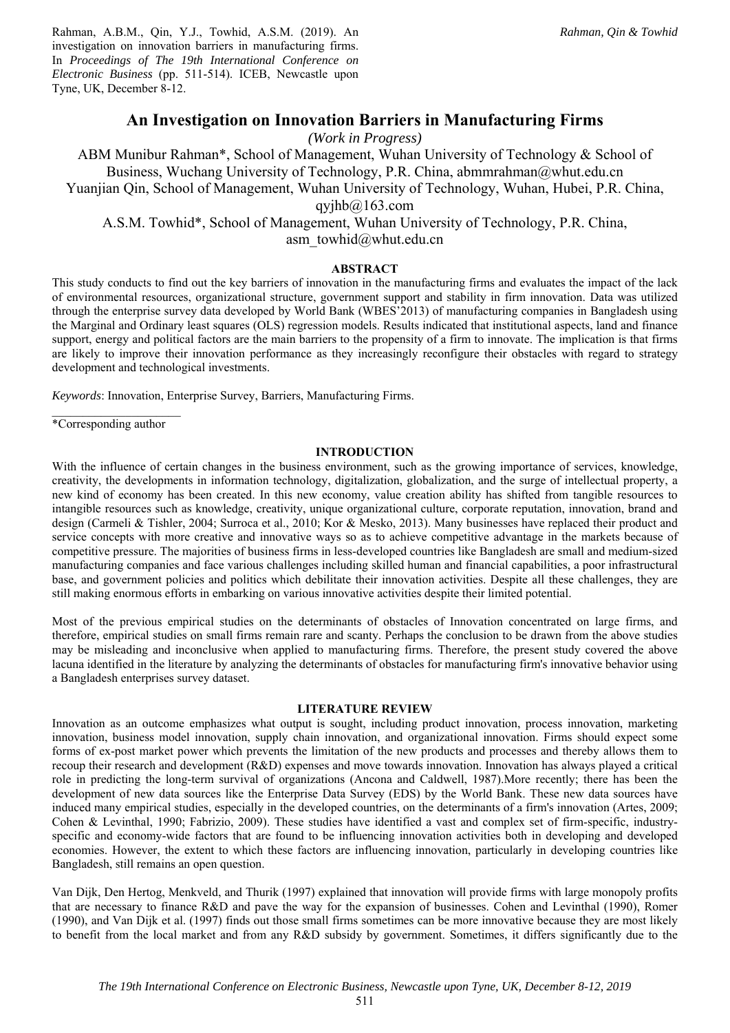Rahman, A.B.M., Qin, Y.J., Towhid, A.S.M. (2019). An investigation on innovation barriers in manufacturing firms. In *Proceedings of The 19th International Conference on Electronic Business* (pp. 511-514). ICEB, Newcastle upon Tyne, UK, December 8-12.

# An Investigation on Innovation Barriers in Manufacturing Firms

*(Work in Progress)*

ABM Munibur Rahman*, School of Management, Wuhan University of Technology & School of Business, Wuchang University of Technology, P.R. China, abmmrahman@whut.edu.cn

Yuanjian Qin, School of Management, Wuhan University of Technology, Wuhan, Hubei, P.R. China, qyjhb@163.com

A.S.M. Towhid*, School of Management, Wuhan University of Technology, P.R. China, asm_towhid@whut.edu.cn

## ABSTRACT

This study conducts to find out the key barriers of innovation in the manufacturing firms and evaluates the impact of the lack of environmental resources, organizational structure, government support and stability in firm innovation. Data was utilized through the enterprise survey data developed by World Bank (WBES'2013) of manufacturing companies in Bangladesh using the Marginal and Ordinary least squares (OLS) regression models. Results indicated that institutional aspects, land and finance support, energy and political factors are the main barriers to the propensity of a firm to innovate. The implication is that firms are likely to improve their innovation performance as they increasingly reconfigure their obstacles with regard to strategy development and technological investments.

*Keywords*: Innovation, Enterprise Survey, Barriers, Manufacturing Firms.

*Corresponding author

## INTRODUCTION

With the influence of certain changes in the business environment, such as the growing importance of services, knowledge, creativity, the developments in information technology, digitalization, globalization, and the surge of intellectual property, a new kind of economy has been created. In this new economy, value creation ability has shifted from tangible resources to intangible resources such as knowledge, creativity, unique organizational culture, corporate reputation, innovation, brand and design (Carmeli & Tishler, 2004; Surroca et al., 2010; Kor & Mesko, 2013). Many businesses have replaced their product and service concepts with more creative and innovative ways so as to achieve competitive advantage in the markets because of competitive pressure. The majorities of business firms in less-developed countries like Bangladesh are small and medium-sized manufacturing companies and face various challenges including skilled human and financial capabilities, a poor infrastructural base, and government policies and politics which debilitate their innovation activities. Despite all these challenges, they are still making enormous efforts in embarking on various innovative activities despite their limited potential.

Most of the previous empirical studies on the determinants of obstacles of Innovation concentrated on large firms, and therefore, empirical studies on small firms remain rare and scanty. Perhaps the conclusion to be drawn from the above studies may be misleading and inconclusive when applied to manufacturing firms. Therefore, the present study covered the above lacuna identified in the literature by analyzing the determinants of obstacles for manufacturing firm's innovative behavior using a Bangladesh enterprises survey dataset.

## LITERATURE REVIEW

Innovation as an outcome emphasizes what output is sought, including product innovation, process innovation, marketing innovation, business model innovation, supply chain innovation, and organizational innovation. Firms should expect some forms of ex-post market power which prevents the limitation of the new products and processes and thereby allows them to recoup their research and development (R&D) expenses and move towards innovation. Innovation has always played a critical role in predicting the long-term survival of organizations (Ancona and Caldwell, 1987).More recently; there has been the development of new data sources like the Enterprise Data Survey (EDS) by the World Bank. These new data sources have induced many empirical studies, especially in the developed countries, on the determinants of a firm's innovation (Artes, 2009; Cohen & Levinthal, 1990; Fabrizio, 2009). These studies have identified a vast and complex set of firm-specific, industry-specific and economy-wide factors that are found to be influencing innovation activities both in developing and developed economies. However, the extent to which these factors are influencing innovation, particularly in developing countries like Bangladesh, still remains an open question.

Van Dijk, Den Hertog, Menkveld, and Thurik (1997) explained that innovation will provide firms with large monopoly profits that are necessary to finance R&D and pave the way for the expansion of businesses. Cohen and Levinthal (1990), Romer (1990), and Van Dijk et al. (1997) finds out those small firms sometimes can be more innovative because they are most likely to benefit from the local market and from any R&D subsidy by government. Sometimes, it differs significantly due to the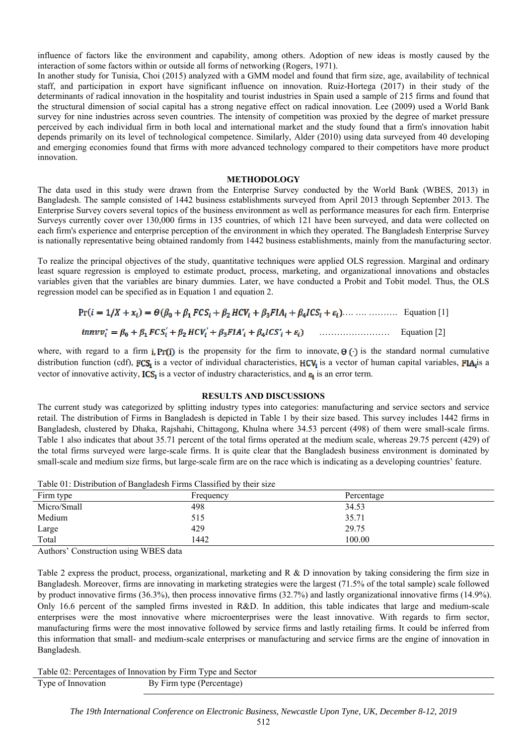influence of factors like the environment and capability, among others. Adoption of new ideas is mostly caused by the interaction of some factors within or outside all forms of networking (Rogers, 1971).

In another study for Tunisia, Choi (2015) analyzed with a GMM model and found that firm size, age, availability of technical staff, and participation in export have significant influence on innovation. Ruiz-Hortega (2017) in their study of the determinants of radical innovation in the hospitality and tourist industries in Spain used a sample of 215 firms and found that the structural dimension of social capital has a strong negative effect on radical innovation. Lee (2009) used a World Bank survey for nine industries across seven countries. The intensity of competition was proxied by the degree of market pressure perceived by each individual firm in both local and international market and the study found that a firm's innovation habit depends primarily on its level of technological competence. Similarly, Alder (2010) using data surveyed from 40 developing and emerging economies found that firms with more advanced technology compared to their competitors have more product innovation.

## METHODOLOGY

The data used in this study were drawn from the Enterprise Survey conducted by the World Bank (WBES, 2013) in Bangladesh. The sample consisted of 1442 business establishments surveyed from April 2013 through September 2013. The Enterprise Survey covers several topics of the business environment as well as performance measures for each firm. Enterprise Surveys currently cover over 130,000 firms in 135 countries, of which 121 have been surveyed, and data were collected on each firm's experience and enterprise perception of the environment in which they operated. The Bangladesh Enterprise Survey is nationally representative being obtained randomly from 1442 business establishments, mainly from the manufacturing sector.

To realize the principal objectives of the study, quantitative techniques were applied OLS regression. Marginal and ordinary least square regression is employed to estimate product, process, marketing, and organizational innovations and obstacles variables given that the variables are binary dummies. Later, we have conducted a Probit and Tobit model. Thus, the OLS regression model can be specified as in Equation 1 and equation 2.

$$\Pr(i = 1/X + x_i) = \Theta(\beta_0 + \beta_1 FCS_i + \beta_2 HCV_i + \beta_3 FIA_i + \beta_4 ICS_i + \varepsilon_i) \quad \text{Equation [1]}$$

$$innvv_i^* = \beta_0 + \beta_1 FCS_i' + \beta_2 HCV_i' + \beta_3 FIA_i' + \beta_4 ICS_i' + \varepsilon_i) \quad \text{Equation [2]}$$

where, with regard to a firm $i$, $\Pr(i)$ is the propensity for the firm to innovate, $\Theta(\cdot)$ is the standard normal cumulative distribution function (cdf), $FCS_i$ is a vector of individual characteristics, $HCV_i$ is a vector of human capital variables, $FIA_i$ is a vector of innovative activity, $ICS_i$ is a vector of industry characteristics, and $\varepsilon_i$ is an error term.

## RESULTS AND DISCUSSIONS

The current study was categorized by splitting industry types into categories: manufacturing and service sectors and service retail. The distribution of Firms in Bangladesh is depicted in Table 1 by their size based. This survey includes 1442 firms in Bangladesh, clustered by Dhaka, Rajshahi, Chittagong, Khulna where 34.53 percent (498) of them were small-scale firms. Table 1 also indicates that about 35.71 percent of the total firms operated at the medium scale, whereas 29.75 percent (429) of the total firms surveyed were large-scale firms. It is quite clear that the Bangladesh business environment is dominated by small-scale and medium size firms, but large-scale firm are on the race which is indicating as a developing countries' feature.

Table 01: Distribution of Bangladesh Firms Classified by their size

| Firm type | Frequency | Percentage |
|---|---|---|
| Micro/Small | 498 | 34.53 |
| Medium | 515 | 35.71 |
| Large | 429 | 29.75 |
| Total | 1442 | 100.00 |

Authors' Construction using WBES data

Table 2 express the product, process, organizational, marketing and R & D innovation by taking considering the firm size in Bangladesh. Moreover, firms are innovating in marketing strategies were the largest (71.5% of the total sample) scale followed by product innovative firms (36.3%), then process innovative firms (32.7%) and lastly organizational innovative firms (14.9%). Only 16.6 percent of the sampled firms invested in R&D. In addition, this table indicates that large and medium-scale enterprises were the most innovative where microenterprises were the least innovative. With regards to firm sector, manufacturing firms were the most innovative followed by service firms and lastly retailing firms. It could be inferred from this information that small- and medium-scale enterprises or manufacturing and service firms are the engine of innovation in Bangladesh.

Table 02: Percentages of Innovation by Firm Type and Sector

| Type of Innovation | By Firm type (Percentage) |
|---|---|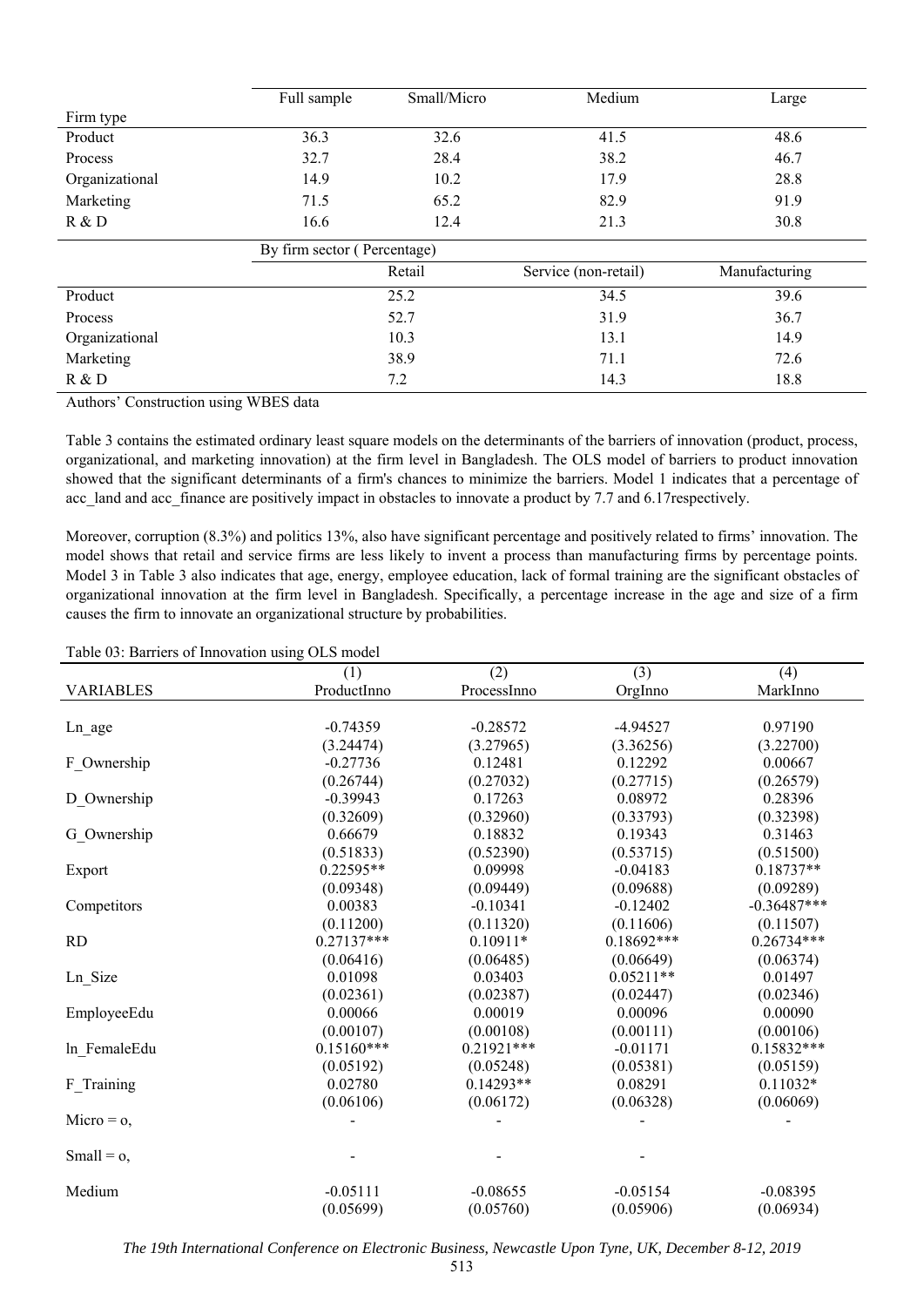| | Full sample | Small/Micro | Medium | Large |
|---|---|---|---|---|
| Firm type | | | | |
| Product | 36.3 | 32.6 | 41.5 | 48.6 |
| Process | 32.7 | 28.4 | 38.2 | 46.7 |
| Organizational | 14.9 | 10.2 | 17.9 | 28.8 |
| Marketing | 71.5 | 65.2 | 82.9 | 91.9 |
| R & D | 16.6 | 12.4 | 21.3 | 30.8 |
| | By firm sector ( Percentage) | | | |
| | | Retail | Service (non-retail) | Manufacturing |
| Product | | 25.2 | 34.5 | 39.6 |
| Process | | 52.7 | 31.9 | 36.7 |
| Organizational | | 10.3 | 13.1 | 14.9 |
| Marketing | | 38.9 | 71.1 | 72.6 |
| R & D | | 7.2 | 14.3 | 18.8 |

Authors' Construction using WBES data

Table 3 contains the estimated ordinary least square models on the determinants of the barriers of innovation (product, process, organizational, and marketing innovation) at the firm level in Bangladesh. The OLS model of barriers to product innovation showed that the significant determinants of a firm's chances to minimize the barriers. Model 1 indicates that a percentage of acc_land and acc_finance are positively impact in obstacles to innovate a product by 7.7 and 6.17respectively.

Moreover, corruption (8.3%) and politics 13%, also have significant percentage and positively related to firms' innovation. The model shows that retail and service firms are less likely to invent a process than manufacturing firms by percentage points. Model 3 in Table 3 also indicates that age, energy, employee education, lack of formal training are the significant obstacles of organizational innovation at the firm level in Bangladesh. Specifically, a percentage increase in the age and size of a firm causes the firm to innovate an organizational structure by probabilities.

Table 03: Barriers of Innovation using OLS model

| | (1) | (2) | (3) | (4) |
|---|---|---|---|---|
| VARIABLES | ProductInno | ProcessInno | OrgInno | MarkInno |
| Ln_age | -0.74359 | -0.28572 | -4.94527 | 0.97190 |
| | (3.24474) | (3.27965) | (3.36256) | (3.22700) |
| F_Ownership | -0.27736 | 0.12481 | 0.12292 | 0.00667 |
| | (0.26744) | (0.27032) | (0.27715) | (0.26579) |
| D_Ownership | -0.39943 | 0.17263 | 0.08972 | 0.28396 |
| | (0.32609) | (0.32960) | (0.33793) | (0.32398) |
| G_Ownership | 0.66679 | 0.18832 | 0.19343 | 0.31463 |
| | (0.51833) | (0.52390) | (0.53715) | (0.51500) |
| Export | 0.22595** | 0.09998 | -0.04183 | 0.18737** |
| | (0.09348) | (0.09449) | (0.09688) | (0.09289) |
| Competitors | 0.00383 | -0.10341 | -0.12402 | -0.36487*** |
| | (0.11200) | (0.11320) | (0.11606) | (0.11507) |
| RD | 0.27137*** | 0.10911* | 0.18692*** | 0.26734*** |
| | (0.06416) | (0.06485) | (0.06649) | (0.06374) |
| Ln_Size | 0.01098 | 0.03403 | 0.05211** | 0.01497 |
| | (0.02361) | (0.02387) | (0.02447) | (0.02346) |
| EmployeeEdu | 0.00066 | 0.00019 | 0.00096 | 0.00090 |
| | (0.00107) | (0.00108) | (0.00111) | (0.00106) |
| ln_FemaleEdu | 0.15160*** | 0.21921*** | -0.01171 | 0.15832*** |
| | (0.05192) | (0.05248) | (0.05381) | (0.05159) |
| F_Training | 0.02780 | 0.14293** | 0.08291 | 0.11032* |
| | (0.06106) | (0.06172) | (0.06328) | (0.06069) |
| Micro = o, | - | - | - | - |
| Small = o, | - | - | - | |
| Medium | -0.05111 | -0.08655 | -0.05154 | -0.08395 |
| | (0.05699) | (0.05760) | (0.05906) | (0.06934) |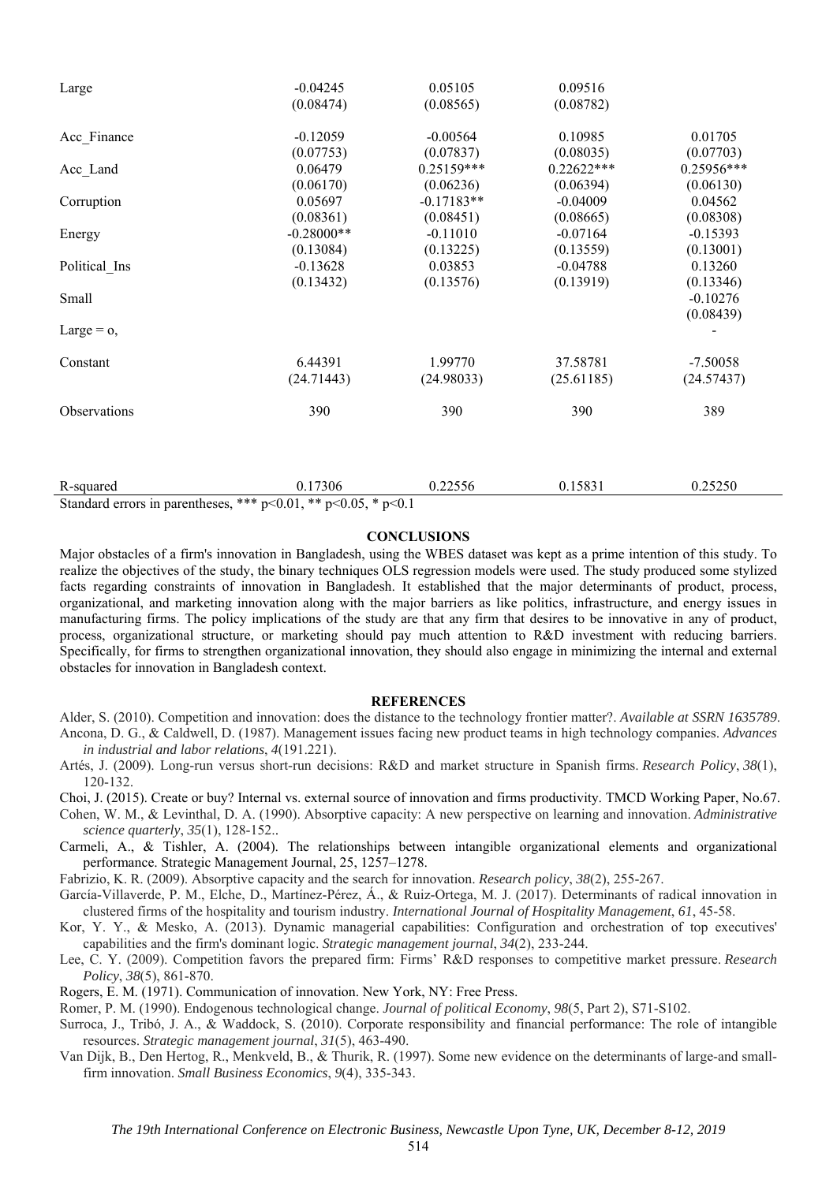| | | | | |
|---|---|---|---|---|
| Large | -0.04245 | 0.05105 | 0.09516 | |
| | (0.08474) | (0.08565) | (0.08782) | |
| Acc_Finance | -0.12059 | -0.00564 | 0.10985 | 0.01705 |
| | (0.07753) | (0.07837) | (0.08035) | (0.07703) |
| Acc_Land | 0.06479 | 0.25159*** | 0.22622*** | 0.25956*** |
| | (0.06170) | (0.06236) | (0.06394) | (0.06130) |
| Corruption | 0.05697 | -0.17183** | -0.04009 | 0.04562 |
| | (0.08361) | (0.08451) | (0.08665) | (0.08308) |
| Energy | -0.28000** | -0.11010 | -0.07164 | -0.15393 |
| | (0.13084) | (0.13225) | (0.13559) | (0.13001) |
| Political_Ins | -0.13628 | 0.03853 | -0.04788 | 0.13260 |
| | (0.13432) | (0.13576) | (0.13919) | (0.13346) |
| Small | | | | -0.10276 |
| | | | | (0.08439) |
| Large = o, | | | | - |
| Constant | 6.44391 | 1.99770 | 37.58781 | -7.50058 |
| | (24.71443) | (24.98033) | (25.61185) | (24.57437) |
| Observations | 390 | 390 | 390 | 389 |
| R-squared | 0.17306 | 0.22556 | 0.15831 | 0.25250 |

Standard errors in parentheses, *** p<0.01, ** p<0.05, * p<0.1

## CONCLUSIONS

Major obstacles of a firm's innovation in Bangladesh, using the WBES dataset was kept as a prime intention of this study. To realize the objectives of the study, the binary techniques OLS regression models were used. The study produced some stylized facts regarding constraints of innovation in Bangladesh. It established that the major determinants of product, process, organizational, and marketing innovation along with the major barriers as like politics, infrastructure, and energy issues in manufacturing firms. The policy implications of the study are that any firm that desires to be innovative in any of product, process, organizational structure, or marketing should pay much attention to R&D investment with reducing barriers. Specifically, for firms to strengthen organizational innovation, they should also engage in minimizing the internal and external obstacles for innovation in Bangladesh context.

## REFERENCES

Alder, S. (2010). Competition and innovation: does the distance to the technology frontier matter?. *Available at SSRN 1635789*.

Ancona, D. G., & Caldwell, D. (1987). Management issues facing new product teams in high technology companies. *Advances in industrial and labor relations*, *4*(191.221).

Artés, J. (2009). Long-run versus short-run decisions: R&D and market structure in Spanish firms. *Research Policy*, *38*(1), 120-132.

Choi, J. (2015). Create or buy? Internal vs. external source of innovation and firms productivity. TMCD Working Paper, No.67.

Cohen, W. M., & Levinthal, D. A. (1990). Absorptive capacity: A new perspective on learning and innovation. *Administrative science quarterly*, *35*(1), 128-152..

Carmeli, A., & Tishler, A. (2004). The relationships between intangible organizational elements and organizational performance. Strategic Management Journal, 25, 1257–1278.

Fabrizio, K. R. (2009). Absorptive capacity and the search for innovation. *Research policy*, *38*(2), 255-267.

García-Villaverde, P. M., Elche, D., Martínez-Pérez, Á., & Ruiz-Ortega, M. J. (2017). Determinants of radical innovation in clustered firms of the hospitality and tourism industry. *International Journal of Hospitality Management*, *61*, 45-58.

Kor, Y. Y., & Mesko, A. (2013). Dynamic managerial capabilities: Configuration and orchestration of top executives' capabilities and the firm's dominant logic. *Strategic management journal*, *34*(2), 233-244.

Lee, C. Y. (2009). Competition favors the prepared firm: Firms' R&D responses to competitive market pressure. *Research Policy*, *38*(5), 861-870.

Rogers, E. M. (1971). Communication of innovation. New York, NY: Free Press.

Romer, P. M. (1990). Endogenous technological change. *Journal of political Economy*, *98*(5, Part 2), S71-S102.

Surroca, J., Tribó, J. A., & Waddock, S. (2010). Corporate responsibility and financial performance: The role of intangible resources. *Strategic management journal*, *31*(5), 463-490.

Van Dijk, B., Den Hertog, R., Menkveld, B., & Thurik, R. (1997). Some new evidence on the determinants of large-and small-firm innovation. *Small Business Economics*, *9*(4), 335-343.